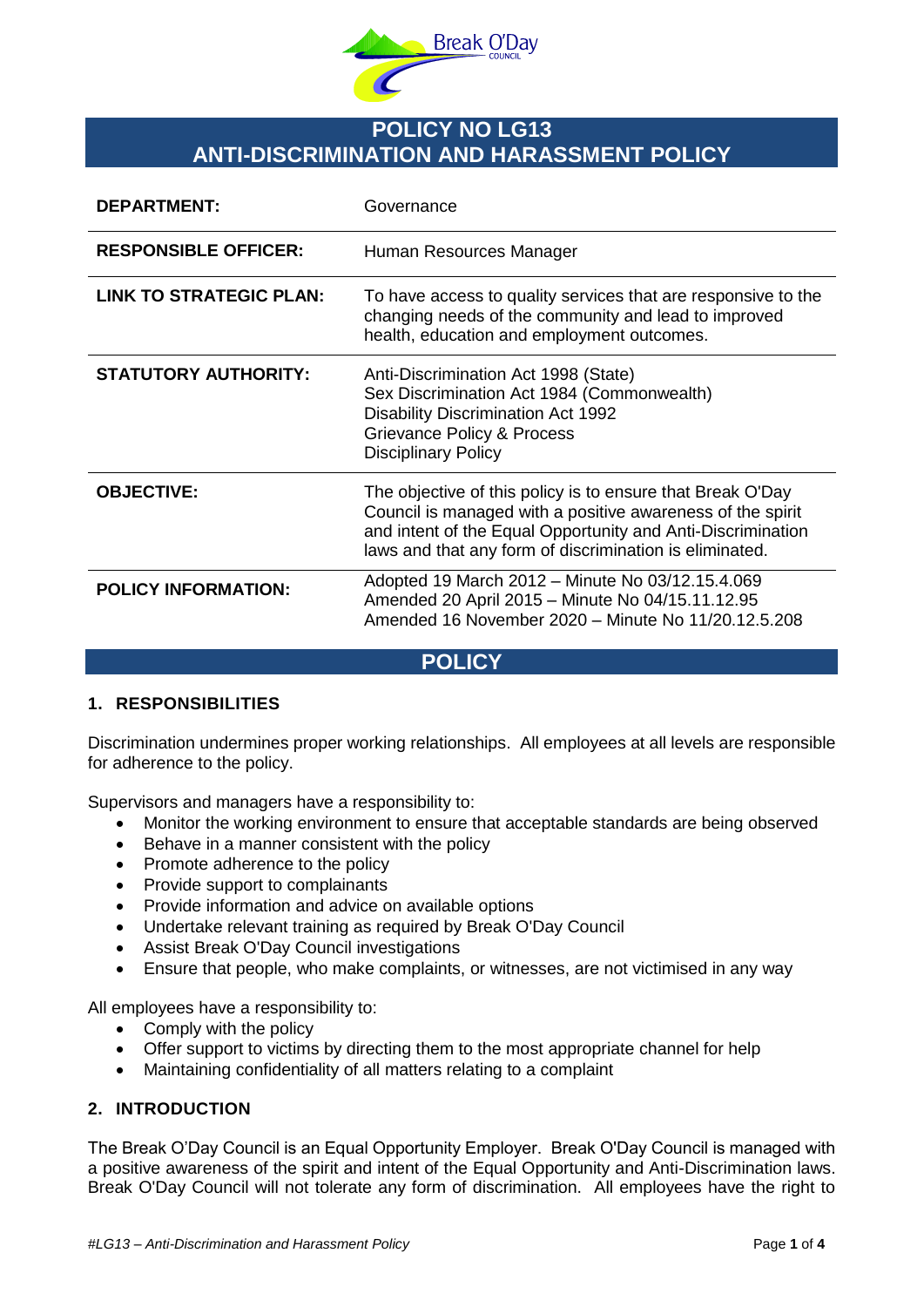# POLICY NO LG13
# ANTI-DISCRIMINATION AND HARASSMENT POLICY

| | |
|---|---|
| **DEPARTMENT:** | Governance |
| **RESPONSIBLE OFFICER:** | Human Resources Manager |
| **LINK TO STRATEGIC PLAN:** | To have access to quality services that are responsive to the changing needs of the community and lead to improved health, education and employment outcomes. |
| **STATUTORY AUTHORITY:** | Anti-Discrimination Act 1998 (State)<br>Sex Discrimination Act 1984 (Commonwealth)<br>Disability Discrimination Act 1992<br>Grievance Policy & Process<br>Disciplinary Policy |
| **OBJECTIVE:** | The objective of this policy is to ensure that Break O'Day Council is managed with a positive awareness of the spirit and intent of the Equal Opportunity and Anti-Discrimination laws and that any form of discrimination is eliminated. |
| **POLICY INFORMATION:** | Adopted 19 March 2012 – Minute No 03/12.15.4.069<br>Amended 20 April 2015 – Minute No 04/15.11.12.95<br>Amended 16 November 2020 – Minute No 11/20.12.5.208 |

## POLICY

### 1. RESPONSIBILITIES

Discrimination undermines proper working relationships. All employees at all levels are responsible for adherence to the policy.

Supervisors and managers have a responsibility to:

- Monitor the working environment to ensure that acceptable standards are being observed
- Behave in a manner consistent with the policy
- Promote adherence to the policy
- Provide support to complainants
- Provide information and advice on available options
- Undertake relevant training as required by Break O'Day Council
- Assist Break O'Day Council investigations
- Ensure that people, who make complaints, or witnesses, are not victimised in any way

All employees have a responsibility to:

- Comply with the policy
- Offer support to victims by directing them to the most appropriate channel for help
- Maintaining confidentiality of all matters relating to a complaint

### 2. INTRODUCTION

The Break O'Day Council is an Equal Opportunity Employer. Break O'Day Council is managed with a positive awareness of the spirit and intent of the Equal Opportunity and Anti-Discrimination laws. Break O'Day Council will not tolerate any form of discrimination. All employees have the right to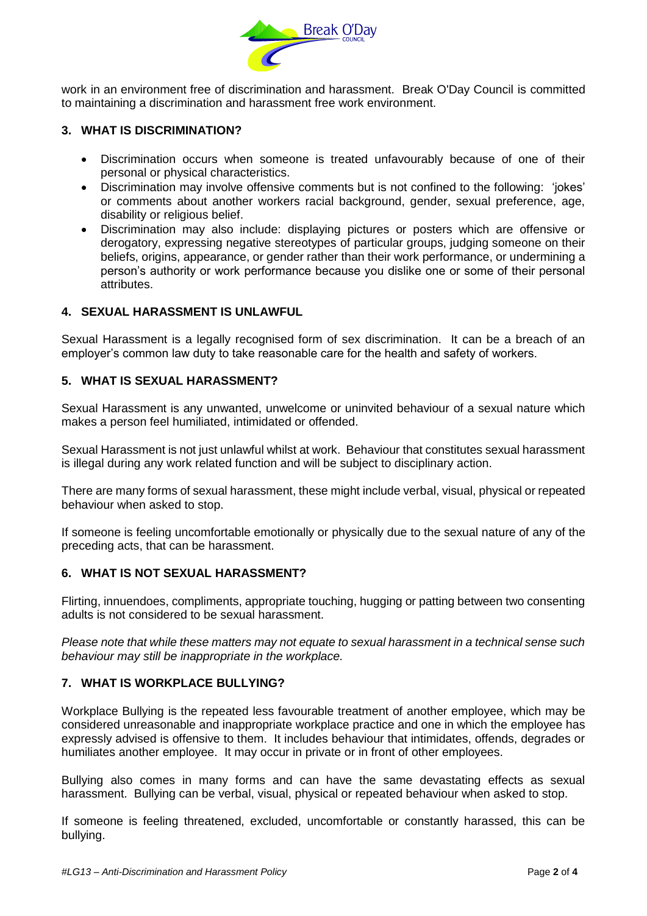work in an environment free of discrimination and harassment. Break O'Day Council is committed to maintaining a discrimination and harassment free work environment.

## 3. WHAT IS DISCRIMINATION?

- Discrimination occurs when someone is treated unfavourably because of one of their personal or physical characteristics.
- Discrimination may involve offensive comments but is not confined to the following: 'jokes' or comments about another workers racial background, gender, sexual preference, age, disability or religious belief.
- Discrimination may also include: displaying pictures or posters which are offensive or derogatory, expressing negative stereotypes of particular groups, judging someone on their beliefs, origins, appearance, or gender rather than their work performance, or undermining a person's authority or work performance because you dislike one or some of their personal attributes.

## 4. SEXUAL HARASSMENT IS UNLAWFUL

Sexual Harassment is a legally recognised form of sex discrimination. It can be a breach of an employer's common law duty to take reasonable care for the health and safety of workers.

## 5. WHAT IS SEXUAL HARASSMENT?

Sexual Harassment is any unwanted, unwelcome or uninvited behaviour of a sexual nature which makes a person feel humiliated, intimidated or offended.

Sexual Harassment is not just unlawful whilst at work. Behaviour that constitutes sexual harassment is illegal during any work related function and will be subject to disciplinary action.

There are many forms of sexual harassment, these might include verbal, visual, physical or repeated behaviour when asked to stop.

If someone is feeling uncomfortable emotionally or physically due to the sexual nature of any of the preceding acts, that can be harassment.

## 6. WHAT IS NOT SEXUAL HARASSMENT?

Flirting, innuendoes, compliments, appropriate touching, hugging or patting between two consenting adults is not considered to be sexual harassment.

*Please note that while these matters may not equate to sexual harassment in a technical sense such behaviour may still be inappropriate in the workplace.*

## 7. WHAT IS WORKPLACE BULLYING?

Workplace Bullying is the repeated less favourable treatment of another employee, which may be considered unreasonable and inappropriate workplace practice and one in which the employee has expressly advised is offensive to them. It includes behaviour that intimidates, offends, degrades or humiliates another employee. It may occur in private or in front of other employees.

Bullying also comes in many forms and can have the same devastating effects as sexual harassment. Bullying can be verbal, visual, physical or repeated behaviour when asked to stop.

If someone is feeling threatened, excluded, uncomfortable or constantly harassed, this can be bullying.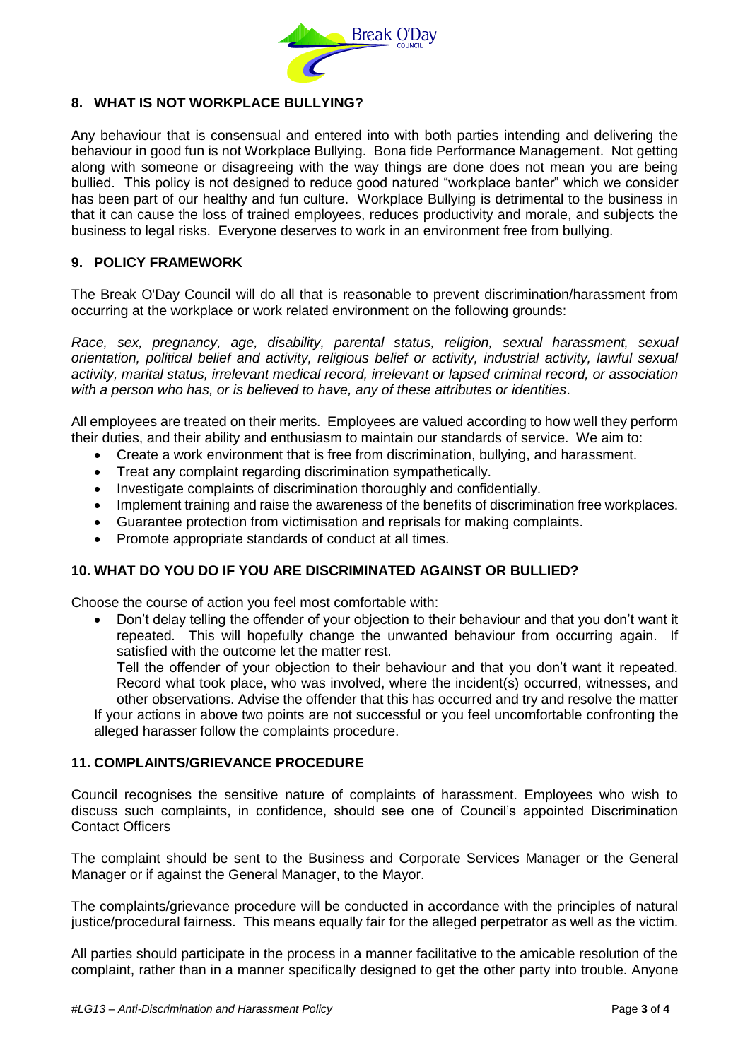## 8. WHAT IS NOT WORKPLACE BULLYING?

Any behaviour that is consensual and entered into with both parties intending and delivering the behaviour in good fun is not Workplace Bullying. Bona fide Performance Management. Not getting along with someone or disagreeing with the way things are done does not mean you are being bullied. This policy is not designed to reduce good natured "workplace banter" which we consider has been part of our healthy and fun culture. Workplace Bullying is detrimental to the business in that it can cause the loss of trained employees, reduces productivity and morale, and subjects the business to legal risks. Everyone deserves to work in an environment free from bullying.

## 9. POLICY FRAMEWORK

The Break O'Day Council will do all that is reasonable to prevent discrimination/harassment from occurring at the workplace or work related environment on the following grounds:

*Race, sex, pregnancy, age, disability, parental status, religion, sexual harassment, sexual orientation, political belief and activity, religious belief or activity, industrial activity, lawful sexual activity, marital status, irrelevant medical record, irrelevant or lapsed criminal record, or association with a person who has, or is believed to have, any of these attributes or identities*.

All employees are treated on their merits. Employees are valued according to how well they perform their duties, and their ability and enthusiasm to maintain our standards of service. We aim to:

- Create a work environment that is free from discrimination, bullying, and harassment.
- Treat any complaint regarding discrimination sympathetically.
- Investigate complaints of discrimination thoroughly and confidentially.
- Implement training and raise the awareness of the benefits of discrimination free workplaces.
- Guarantee protection from victimisation and reprisals for making complaints.
- Promote appropriate standards of conduct at all times.

## 10. WHAT DO YOU DO IF YOU ARE DISCRIMINATED AGAINST OR BULLIED?

Choose the course of action you feel most comfortable with:

- Don't delay telling the offender of your objection to their behaviour and that you don't want it repeated. This will hopefully change the unwanted behaviour from occurring again. If satisfied with the outcome let the matter rest.

  Tell the offender of your objection to their behaviour and that you don't want it repeated. Record what took place, who was involved, where the incident(s) occurred, witnesses, and other observations. Advise the offender that this has occurred and try and resolve the matter

If your actions in above two points are not successful or you feel uncomfortable confronting the alleged harasser follow the complaints procedure.

## 11. COMPLAINTS/GRIEVANCE PROCEDURE

Council recognises the sensitive nature of complaints of harassment. Employees who wish to discuss such complaints, in confidence, should see one of Council's appointed Discrimination Contact Officers

The complaint should be sent to the Business and Corporate Services Manager or the General Manager or if against the General Manager, to the Mayor.

The complaints/grievance procedure will be conducted in accordance with the principles of natural justice/procedural fairness. This means equally fair for the alleged perpetrator as well as the victim.

All parties should participate in the process in a manner facilitative to the amicable resolution of the complaint, rather than in a manner specifically designed to get the other party into trouble. Anyone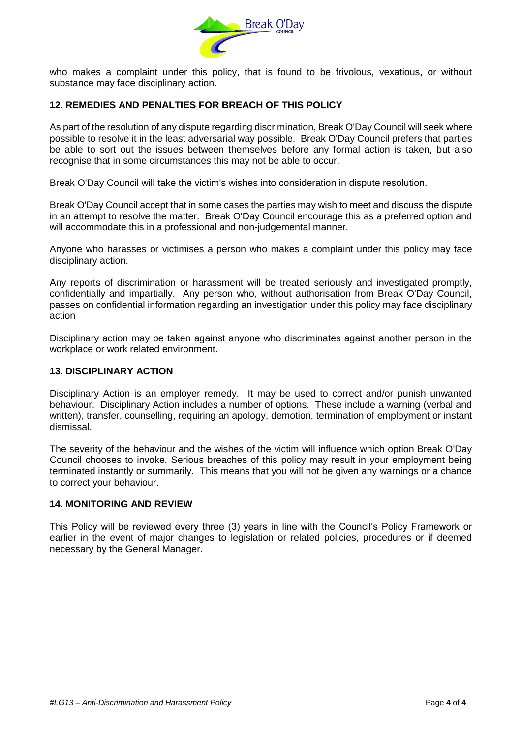who makes a complaint under this policy, that is found to be frivolous, vexatious, or without substance may face disciplinary action.

## 12. REMEDIES AND PENALTIES FOR BREACH OF THIS POLICY

As part of the resolution of any dispute regarding discrimination, Break O'Day Council will seek where possible to resolve it in the least adversarial way possible. Break O'Day Council prefers that parties be able to sort out the issues between themselves before any formal action is taken, but also recognise that in some circumstances this may not be able to occur.

Break O'Day Council will take the victim's wishes into consideration in dispute resolution.

Break O'Day Council accept that in some cases the parties may wish to meet and discuss the dispute in an attempt to resolve the matter. Break O'Day Council encourage this as a preferred option and will accommodate this in a professional and non-judgemental manner.

Anyone who harasses or victimises a person who makes a complaint under this policy may face disciplinary action.

Any reports of discrimination or harassment will be treated seriously and investigated promptly, confidentially and impartially. Any person who, without authorisation from Break O'Day Council, passes on confidential information regarding an investigation under this policy may face disciplinary action

Disciplinary action may be taken against anyone who discriminates against another person in the workplace or work related environment.

## 13. DISCIPLINARY ACTION

Disciplinary Action is an employer remedy. It may be used to correct and/or punish unwanted behaviour. Disciplinary Action includes a number of options. These include a warning (verbal and written), transfer, counselling, requiring an apology, demotion, termination of employment or instant dismissal.

The severity of the behaviour and the wishes of the victim will influence which option Break O'Day Council chooses to invoke. Serious breaches of this policy may result in your employment being terminated instantly or summarily. This means that you will not be given any warnings or a chance to correct your behaviour.

## 14. MONITORING AND REVIEW

This Policy will be reviewed every three (3) years in line with the Council's Policy Framework or earlier in the event of major changes to legislation or related policies, procedures or if deemed necessary by the General Manager.